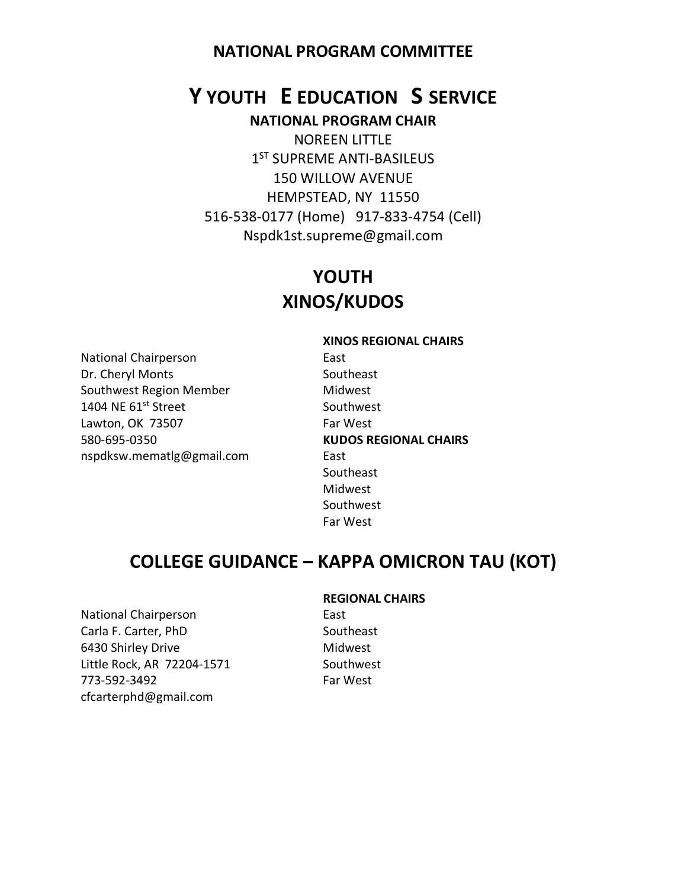# NATIONAL PROGRAM COMMITTEE

# Y YOUTH E EDUCATION S SERVICE

**NATIONAL PROGRAM CHAIR**

NOREEN LITTLE
1ST SUPREME ANTI-BASILEUS
150 WILLOW AVENUE
HEMPSTEAD, NY 11550
516-538-0177 (Home) 917-833-4754 (Cell)
Nspdk1st.supreme@gmail.com

## YOUTH
## XINOS/KUDOS

National Chairperson
Dr. Cheryl Monts
Southwest Region Member
1404 NE 61st Street
Lawton, OK 73507
580-695-0350
nspdksw.mematlg@gmail.com

**XINOS REGIONAL CHAIRS**

East
Southeast
Midwest
Southwest
Far West

**KUDOS REGIONAL CHAIRS**

East
Southeast
Midwest
Southwest
Far West

## COLLEGE GUIDANCE – KAPPA OMICRON TAU (KOT)

National Chairperson
Carla F. Carter, PhD
6430 Shirley Drive
Little Rock, AR 72204-1571
773-592-3492
cfcarterphd@gmail.com

**REGIONAL CHAIRS**

East
Southeast
Midwest
Southwest
Far West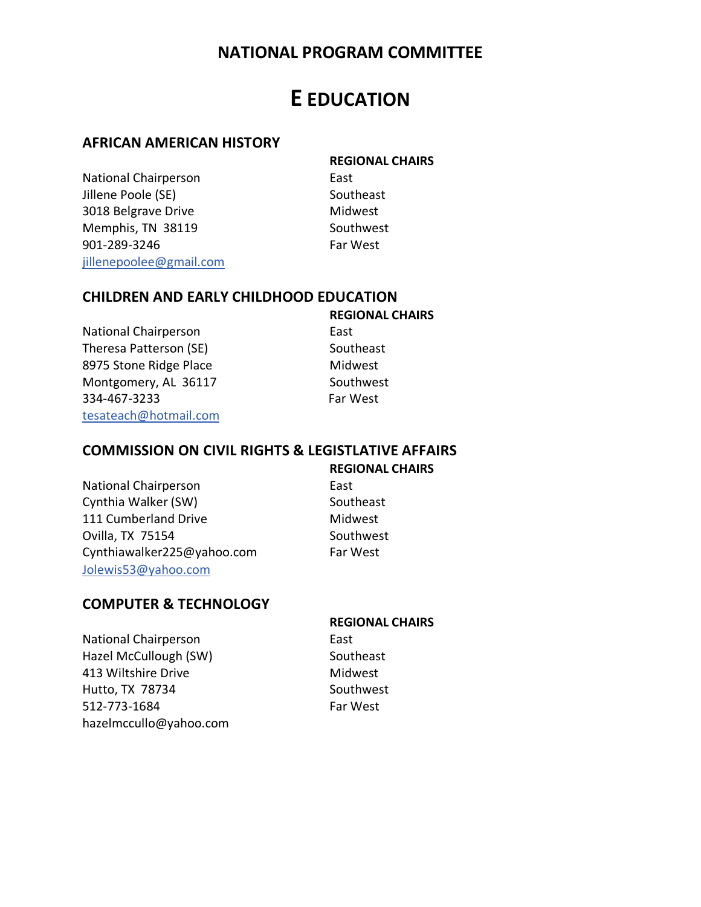# NATIONAL PROGRAM COMMITTEE

# E EDUCATION

## AFRICAN AMERICAN HISTORY

National Chairperson
Jillene Poole (SE)
3018 Belgrave Drive
Memphis, TN 38119
901-289-3246
jillenepoolee@gmail.com

**REGIONAL CHAIRS**
East
Southeast
Midwest
Southwest
Far West

## CHILDREN AND EARLY CHILDHOOD EDUCATION

National Chairperson
Theresa Patterson (SE)
8975 Stone Ridge Place
Montgomery, AL 36117
334-467-3233
tesateach@hotmail.com

**REGIONAL CHAIRS**
East
Southeast
Midwest
Southwest
Far West

## COMMISSION ON CIVIL RIGHTS & LEGISTLATIVE AFFAIRS

National Chairperson
Cynthia Walker (SW)
111 Cumberland Drive
Ovilla, TX 75154
Cynthiawalker225@yahoo.com
Jolewis53@yahoo.com

**REGIONAL CHAIRS**
East
Southeast
Midwest
Southwest
Far West

## COMPUTER & TECHNOLOGY

National Chairperson
Hazel McCullough (SW)
413 Wiltshire Drive
Hutto, TX 78734
512-773-1684
hazelmccullo@yahoo.com

**REGIONAL CHAIRS**
East
Southeast
Midwest
Southwest
Far West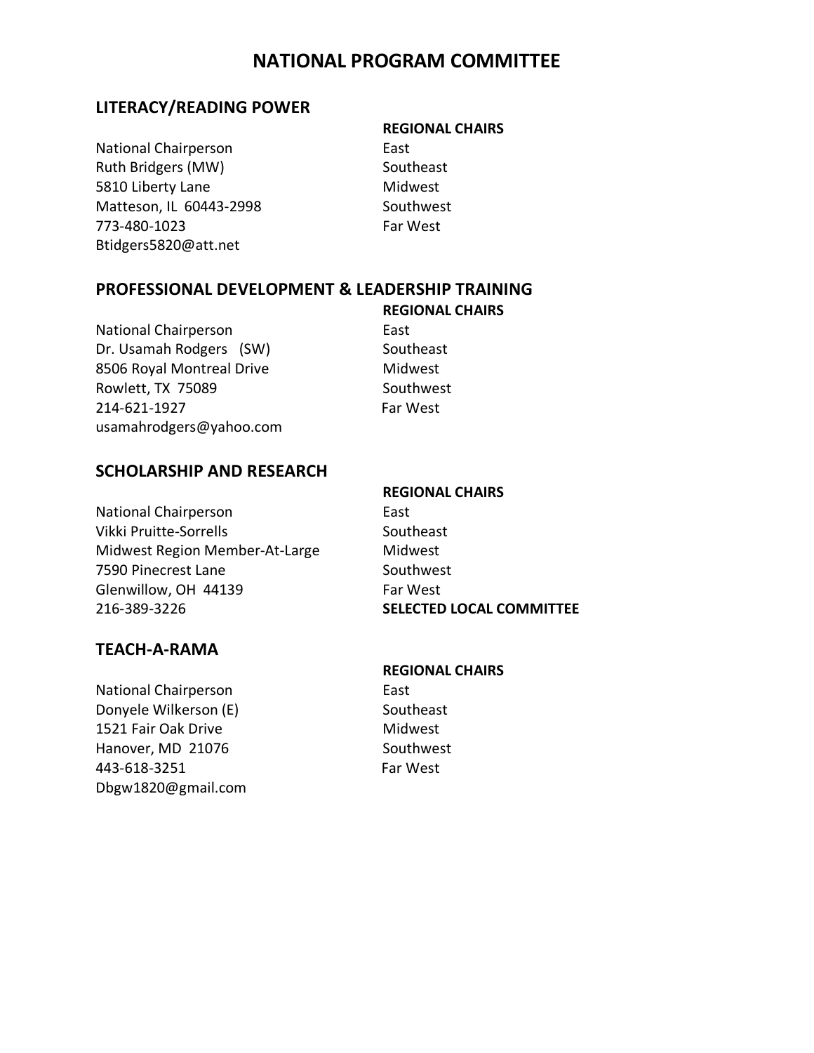# NATIONAL PROGRAM COMMITTEE

## LITERACY/READING POWER

National Chairperson
Ruth Bridgers (MW)
5810 Liberty Lane
Matteson, IL 60443-2998
773-480-1023
Btidgers5820@att.net

**REGIONAL CHAIRS**
East
Southeast
Midwest
Southwest
Far West

## PROFESSIONAL DEVELOPMENT & LEADERSHIP TRAINING

National Chairperson
Dr. Usamah Rodgers (SW)
8506 Royal Montreal Drive
Rowlett, TX 75089
214-621-1927
usamahrodgers@yahoo.com

**REGIONAL CHAIRS**
East
Southeast
Midwest
Southwest
Far West

## SCHOLARSHIP AND RESEARCH

National Chairperson
Vikki Pruitte-Sorrells
Midwest Region Member-At-Large
7590 Pinecrest Lane
Glenwillow, OH 44139
216-389-3226

**REGIONAL CHAIRS**
East
Southeast
Midwest
Southwest
Far West
**SELECTED LOCAL COMMITTEE**

## TEACH-A-RAMA

National Chairperson
Donyele Wilkerson (E)
1521 Fair Oak Drive
Hanover, MD 21076
443-618-3251
Dbgw1820@gmail.com

**REGIONAL CHAIRS**
East
Southeast
Midwest
Southwest
Far West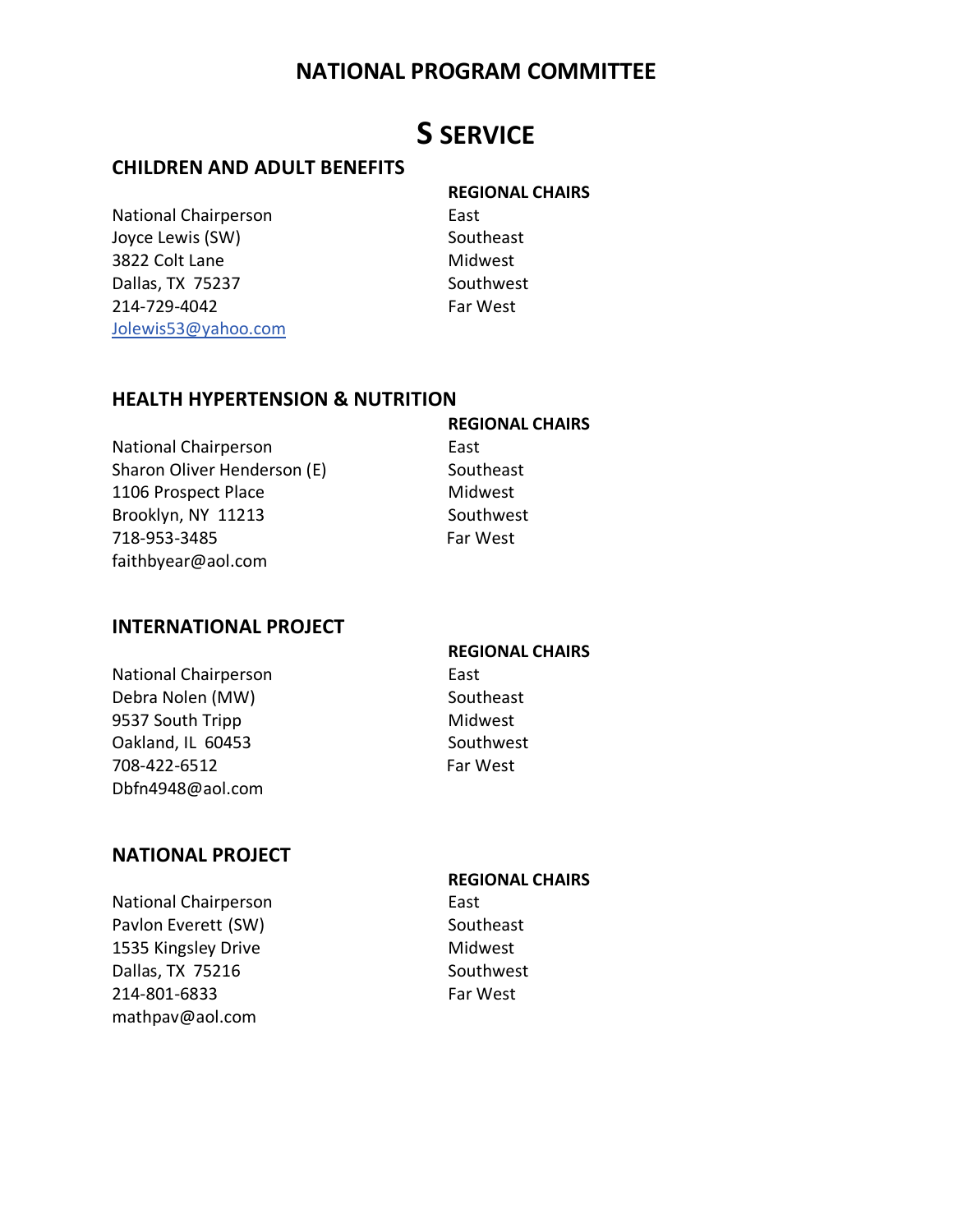# NATIONAL PROGRAM COMMITTEE

# S SERVICE

## CHILDREN AND ADULT BENEFITS

National Chairperson
Joyce Lewis (SW)
3822 Colt Lane
Dallas, TX 75237
214-729-4042
Jolewis53@yahoo.com

**REGIONAL CHAIRS**
East
Southeast
Midwest
Southwest
Far West

## HEALTH HYPERTENSION & NUTRITION

National Chairperson
Sharon Oliver Henderson (E)
1106 Prospect Place
Brooklyn, NY 11213
718-953-3485
faithbyear@aol.com

**REGIONAL CHAIRS**
East
Southeast
Midwest
Southwest
Far West

## INTERNATIONAL PROJECT

National Chairperson
Debra Nolen (MW)
9537 South Tripp
Oakland, IL 60453
708-422-6512
Dbfn4948@aol.com

**REGIONAL CHAIRS**
East
Southeast
Midwest
Southwest
Far West

## NATIONAL PROJECT

National Chairperson
Pavlon Everett (SW)
1535 Kingsley Drive
Dallas, TX 75216
214-801-6833
mathpav@aol.com

**REGIONAL CHAIRS**
East
Southeast
Midwest
Southwest
Far West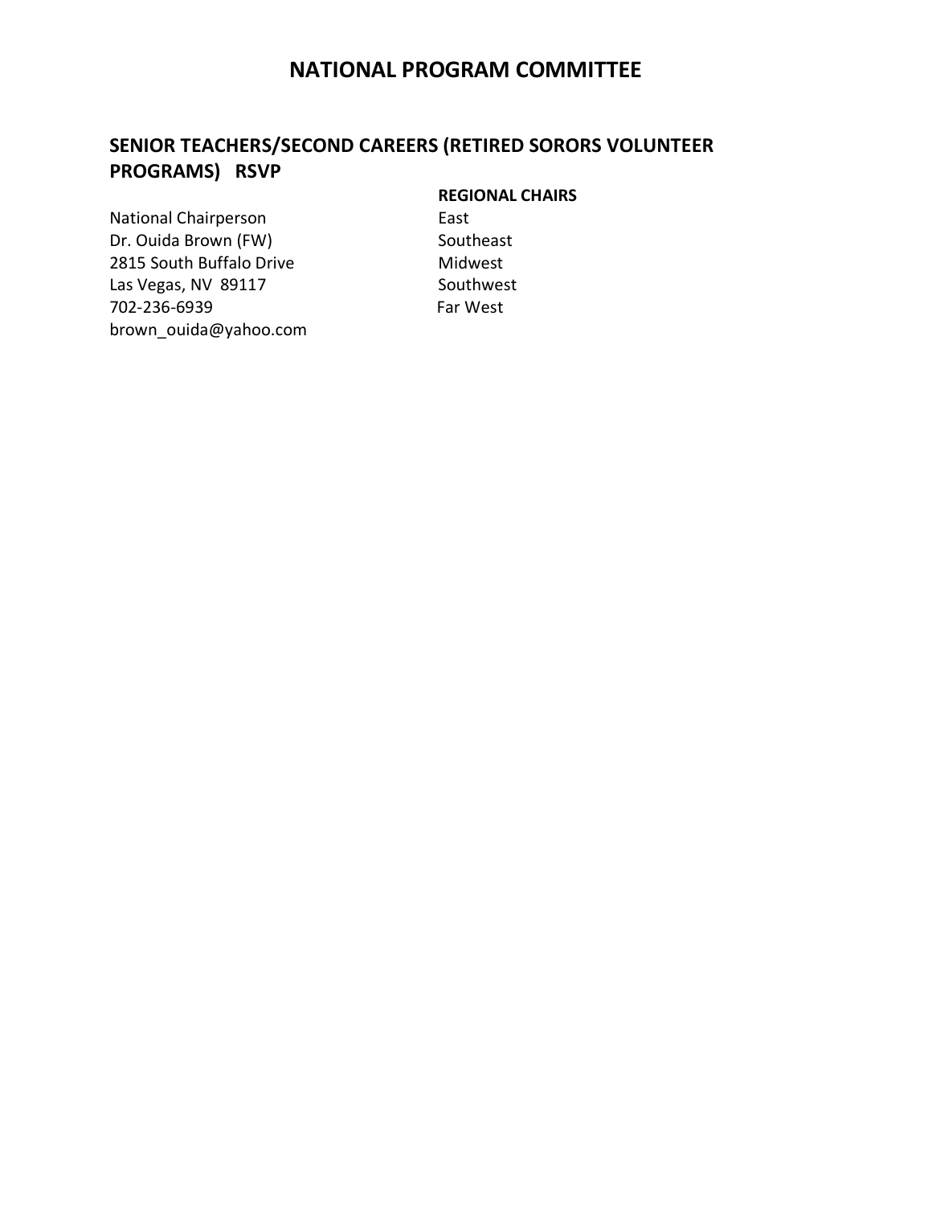# NATIONAL PROGRAM COMMITTEE

## SENIOR TEACHERS/SECOND CAREERS (RETIRED SORORS VOLUNTEER PROGRAMS) RSVP

National Chairperson
Dr. Ouida Brown (FW)
2815 South Buffalo Drive
Las Vegas, NV 89117
702-236-6939
brown_ouida@yahoo.com

**REGIONAL CHAIRS**
East
Southeast
Midwest
Southwest
Far West